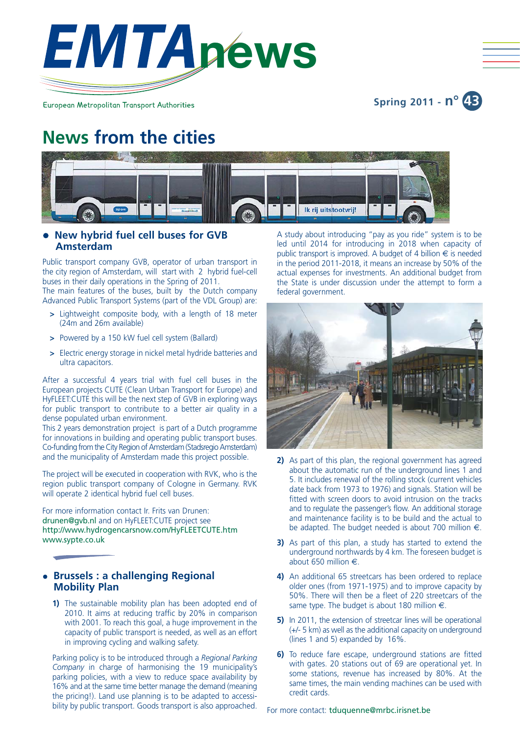# EMTAnews

European Metropolitan Transport Authorities

Spring 2011 - n° 43

## News from the cities

### • New hybrid fuel cell buses for GVB Amsterdam

Public transport company GVB, operator of urban transport in the city region of Amsterdam, will start with 2 hybrid fuel-cell buses in their daily operations in the Spring of 2011.
The main features of the buses, built by the Dutch company Advanced Public Transport Systems (part of the VDL Group) are:

- Lightweight composite body, with a length of 18 meter (24m and 26m available)
- Powered by a 150 kW fuel cell system (Ballard)
- Electric energy storage in nickel metal hydride batteries and ultra capacitors.

After a successful 4 years trial with fuel cell buses in the European projects CUTE (Clean Urban Transport for Europe) and HyFLEET:CUTE this will be the next step of GVB in exploring ways for public transport to contribute to a better air quality in a dense populated urban environment.
This 2 years demonstration project is part of a Dutch programme for innovations in building and operating public transport buses. Co-funding from the City Region of Amsterdam (Stadsregio Amsterdam) and the municipality of Amsterdam made this project possible.

The project will be executed in cooperation with RVK, who is the region public transport company of Cologne in Germany. RVK will operate 2 identical hybrid fuel cell buses.

For more information contact Ir. Frits van Drunen: drunen@gvb.nl and on HyFLEET:CUTE project see http://www.hydrogencarsnow.com/HyFLEETCUTE.htm
www.sypte.co.uk

### • Brussels : a challenging Regional Mobility Plan

**1)** The sustainable mobility plan has been adopted end of 2010. It aims at reducing traffic by 20% in comparison with 2001. To reach this goal, a huge improvement in the capacity of public transport is needed, as well as an effort in improving cycling and walking safety.

Parking policy is to be introduced through a *Regional Parking Company* in charge of harmonising the 19 municipality's parking policies, with a view to reduce space availability by 16% and at the same time better manage the demand (meaning the pricing!). Land use planning is to be adapted to accessibility by public transport. Goods transport is also approached.

A study about introducing "pay as you ride" system is to be led until 2014 for introducing in 2018 when capacity of public transport is improved. A budget of 4 billion € is needed in the period 2011-2018, it means an increase by 50% of the actual expenses for investments. An additional budget from the State is under discussion under the attempt to form a federal government.

**2)** As part of this plan, the regional government has agreed about the automatic run of the underground lines 1 and 5. It includes renewal of the rolling stock (current vehicles date back from 1973 to 1976) and signals. Station will be fitted with screen doors to avoid intrusion on the tracks and to regulate the passenger's flow. An additional storage and maintenance facility is to be build and the actual to be adapted. The budget needed is about 700 million €.

**3)** As part of this plan, a study has started to extend the underground northwards by 4 km. The foreseen budget is about 650 million €.

**4)** An additional 65 streetcars has been ordered to replace older ones (from 1971-1975) and to improve capacity by 50%. There will then be a fleet of 220 streetcars of the same type. The budget is about 180 million €.

**5)** In 2011, the extension of streetcar lines will be operational (+/- 5 km) as well as the additional capacity on underground (lines 1 and 5) expanded by 16%.

**6)** To reduce fare escape, underground stations are fitted with gates. 20 stations out of 69 are operational yet. In some stations, revenue has increased by 80%. At the same times, the main vending machines can be used with credit cards.

For more contact: tduquenne@mrbc.irisnet.be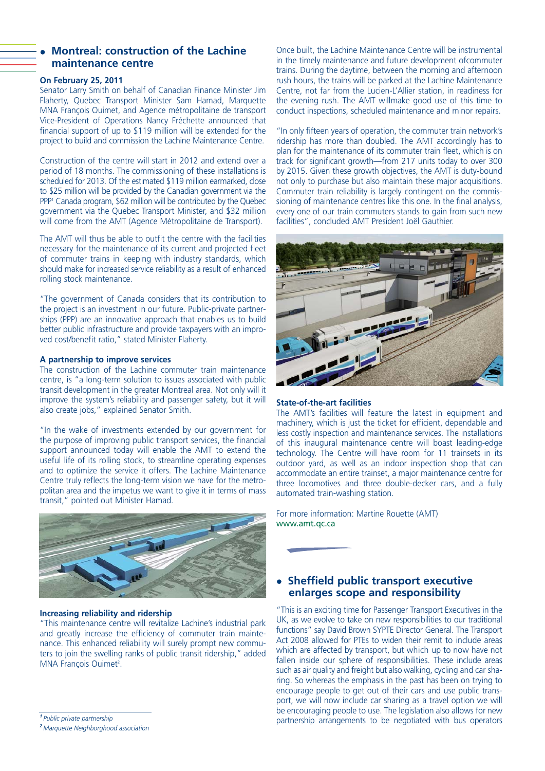## Montreal: construction of the Lachine maintenance centre

**On February 25, 2011**

Senator Larry Smith on behalf of Canadian Finance Minister Jim Flaherty, Quebec Transport Minister Sam Hamad, Marquette MNA François Ouimet, and Agence métropolitaine de transport Vice-President of Operations Nancy Fréchette announced that financial support of up to $119 million will be extended for the project to build and commission the Lachine Maintenance Centre.

Construction of the centre will start in 2012 and extend over a period of 18 months. The commissioning of these installations is scheduled for 2013. Of the estimated $119 million earmarked, close to $25 million will be provided by the Canadian government via the PPP[1] Canada program, $62 million will be contributed by the Quebec government via the Quebec Transport Minister, and $32 million will come from the AMT (Agence Métropolitaine de Transport).

The AMT will thus be able to outfit the centre with the facilities necessary for the maintenance of its current and projected fleet of commuter trains in keeping with industry standards, which should make for increased service reliability as a result of enhanced rolling stock maintenance.

"The government of Canada considers that its contribution to the project is an investment in our future. Public-private partnerships (PPP) are an innovative approach that enables us to build better public infrastructure and provide taxpayers with an improved cost/benefit ratio," stated Minister Flaherty.

**A partnership to improve services**

The construction of the Lachine commuter train maintenance centre, is "a long-term solution to issues associated with public transit development in the greater Montreal area. Not only will it improve the system's reliability and passenger safety, but it will also create jobs," explained Senator Smith.

"In the wake of investments extended by our government for the purpose of improving public transport services, the financial support announced today will enable the AMT to extend the useful life of its rolling stock, to streamline operating expenses and to optimize the service it offers. The Lachine Maintenance Centre truly reflects the long-term vision we have for the metropolitan area and the impetus we want to give it in terms of mass transit," pointed out Minister Hamad.

**Increasing reliability and ridership**

"This maintenance centre will revitalize Lachine's industrial park and greatly increase the efficiency of commuter train maintenance. This enhanced reliability will surely prompt new commuters to join the swelling ranks of public transit ridership," added MNA François Ouimet[2].

Once built, the Lachine Maintenance Centre will be instrumental in the timely maintenance and future development ofcommuter trains. During the daytime, between the morning and afternoon rush hours, the trains will be parked at the Lachine Maintenance Centre, not far from the Lucien-L'Allier station, in readiness for the evening rush. The AMT willmake good use of this time to conduct inspections, scheduled maintenance and minor repairs.

"In only fifteen years of operation, the commuter train network's ridership has more than doubled. The AMT accordingly has to plan for the maintenance of its commuter train fleet, which is on track for significant growth—from 217 units today to over 300 by 2015. Given these growth objectives, the AMT is duty-bound not only to purchase but also maintain these major acquisitions. Commuter train reliability is largely contingent on the commissioning of maintenance centres like this one. In the final analysis, every one of our train commuters stands to gain from such new facilities", concluded AMT President Joël Gauthier.

**State-of-the-art facilities**

The AMT's facilities will feature the latest in equipment and machinery, which is just the ticket for efficient, dependable and less costly inspection and maintenance services. The installations of this inaugural maintenance centre will boast leading-edge technology. The Centre will have room for 11 trainsets in its outdoor yard, as well as an indoor inspection shop that can accommodate an entire trainset, a major maintenance centre for three locomotives and three double-decker cars, and a fully automated train-washing station.

For more information: Martine Rouette (AMT)
www.amt.qc.ca

*[1] Public private partnership*
*[2] Marquette Neighborhood association*

## Sheffield public transport executive enlarges scope and responsibility

"This is an exciting time for Passenger Transport Executives in the UK, as we evolve to take on new responsibilities to our traditional functions" say David Brown SYPTE Director General. The Transport Act 2008 allowed for PTEs to widen their remit to include areas which are affected by transport, but which up to now have not fallen inside our sphere of responsibilities. These include areas such as air quality and freight but also walking, cycling and car sharing. So whereas the emphasis in the past has been on trying to encourage people to get out of their cars and use public transport, we will now include car sharing as a travel option we will be encouraging people to use. The legislation also allows for new partnership arrangements to be negotiated with bus operators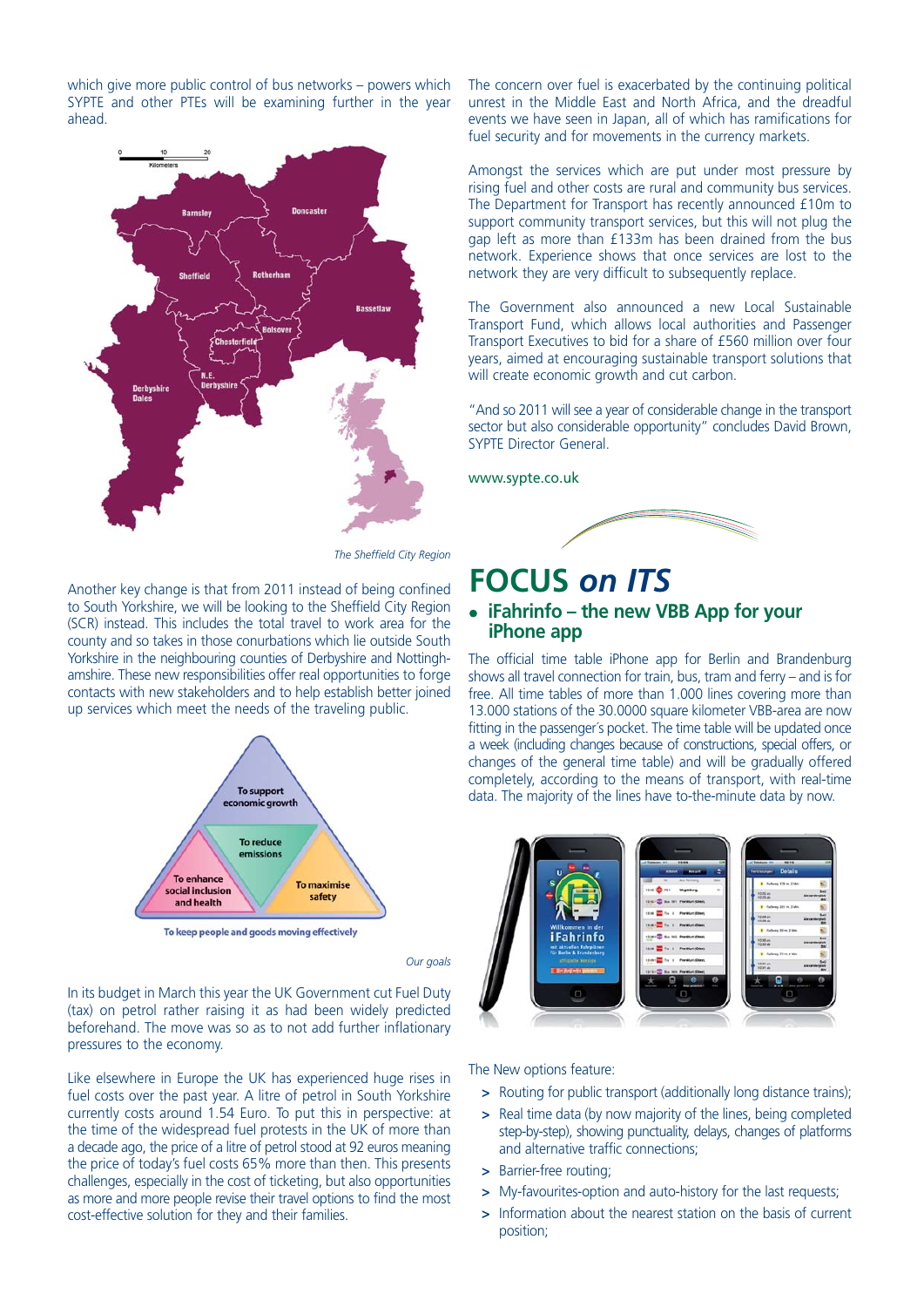which give more public control of bus networks – powers which SYPTE and other PTEs will be examining further in the year ahead.

*The Sheffield City Region*

Another key change is that from 2011 instead of being confined to South Yorkshire, we will be looking to the Sheffield City Region (SCR) instead. This includes the total travel to work area for the county and so takes in those conurbations which lie outside South Yorkshire in the neighbouring counties of Derbyshire and Nottinghamshire. These new responsibilities offer real opportunities to forge contacts with new stakeholders and to help establish better joined up services which meet the needs of the traveling public.

*Our goals*

In its budget in March this year the UK Government cut Fuel Duty (tax) on petrol rather raising it as had been widely predicted beforehand. The move was so as to not add further inflationary pressures to the economy.

Like elsewhere in Europe the UK has experienced huge rises in fuel costs over the past year. A litre of petrol in South Yorkshire currently costs around 1.54 Euro. To put this in perspective: at the time of the widespread fuel protests in the UK of more than a decade ago, the price of a litre of petrol stood at 92 euros meaning the price of today's fuel costs 65% more than then. This presents challenges, especially in the cost of ticketing, but also opportunities as more and more people revise their travel options to find the most cost-effective solution for they and their families.

The concern over fuel is exacerbated by the continuing political unrest in the Middle East and North Africa, and the dreadful events we have seen in Japan, all of which has ramifications for fuel security and for movements in the currency markets.

Amongst the services which are put under most pressure by rising fuel and other costs are rural and community bus services. The Department for Transport has recently announced £10m to support community transport services, but this will not plug the gap left as more than £133m has been drained from the bus network. Experience shows that once services are lost to the network they are very difficult to subsequently replace.

The Government also announced a new Local Sustainable Transport Fund, which allows local authorities and Passenger Transport Executives to bid for a share of £560 million over four years, aimed at encouraging sustainable transport solutions that will create economic growth and cut carbon.

"And so 2011 will see a year of considerable change in the transport sector but also considerable opportunity" concludes David Brown, SYPTE Director General.

www.sypte.co.uk

# FOCUS *on ITS*

## • iFahrinfo – the new VBB App for your iPhone app

The official time table iPhone app for Berlin and Brandenburg shows all travel connection for train, bus, tram and ferry – and is for free. All time tables of more than 1.000 lines covering more than 13.000 stations of the 30.0000 square kilometer VBB-area are now fitting in the passenger's pocket. The time table will be updated once a week (including changes because of constructions, special offers, or changes of the general time table) and will be gradually offered completely, according to the means of transport, with real-time data. The majority of the lines have to-the-minute data by now.

The New options feature:

- Routing for public transport (additionally long distance trains);
- Real time data (by now majority of the lines, being completed step-by-step), showing punctuality, delays, changes of platforms and alternative traffic connections;
- Barrier-free routing;
- My-favourites-option and auto-history for the last requests;
- Information about the nearest station on the basis of current position;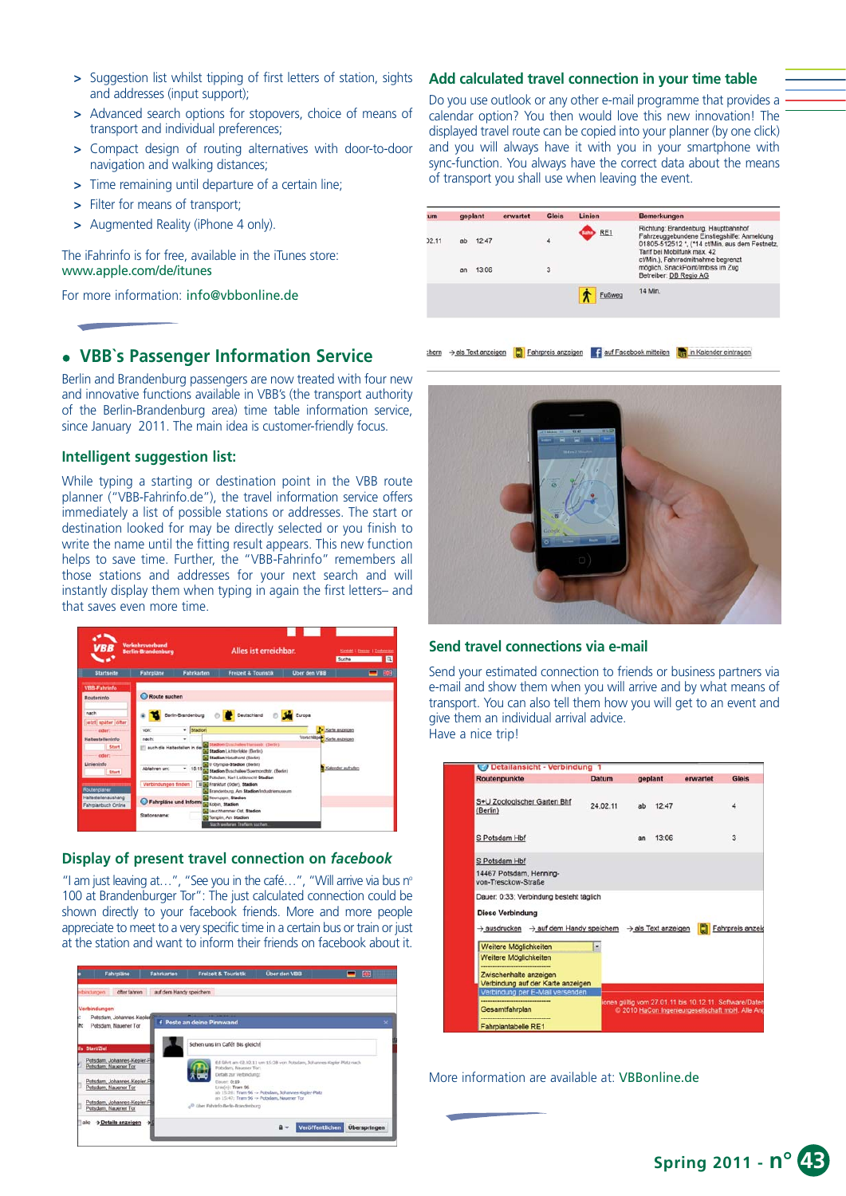- > Suggestion list whilst tipping of first letters of station, sights and addresses (input support);
- > Advanced search options for stopovers, choice of means of transport and individual preferences;
- > Compact design of routing alternatives with door-to-door navigation and walking distances;
- > Time remaining until departure of a certain line;
- > Filter for means of transport;
- > Augmented Reality (iPhone 4 only).

The iFahrinfo is for free, available in the iTunes store: www.apple.com/de/itunes

For more information: info@vbbonline.de

## • VBB`s Passenger Information Service

Berlin and Brandenburg passengers are now treated with four new and innovative functions available in VBB's (the transport authority of the Berlin-Brandenburg area) time table information service, since January 2011. The main idea is customer-friendly focus.

### Intelligent suggestion list:

While typing a starting or destination point in the VBB route planner ("VBB-Fahrinfo.de"), the travel information service offers immediately a list of possible stations or addresses. The start or destination looked for may be directly selected or you finish to write the name until the fitting result appears. This new function helps to save time. Further, the "VBB-Fahrinfo" remembers all those stations and addresses for your next search and will instantly display them when typing in again the first letters– and that saves even more time.

### Display of present travel connection on *facebook*

"I am just leaving at…", "See you in the café…", "Will arrive via bus n° 100 at Brandenburger Tor": The just calculated connection could be shown directly to your facebook friends. More and more people appreciate to meet to a very specific time in a certain bus or train or just at the station and want to inform their friends on facebook about it.

### Add calculated travel connection in your time table

Do you use outlook or any other e-mail programme that provides a calendar option? You then would love this new innovation! The displayed travel route can be copied into your planner (by one click) and you will always have it with you in your smartphone with sync-function. You always have the correct data about the means of transport you shall use when leaving the event.

### Send travel connections via e-mail

Send your estimated connection to friends or business partners via e-mail and show them when you will arrive and by what means of transport. You can also tell them how you will get to an event and give them an individual arrival advice.
Have a nice trip!

More information are available at: VBBonline.de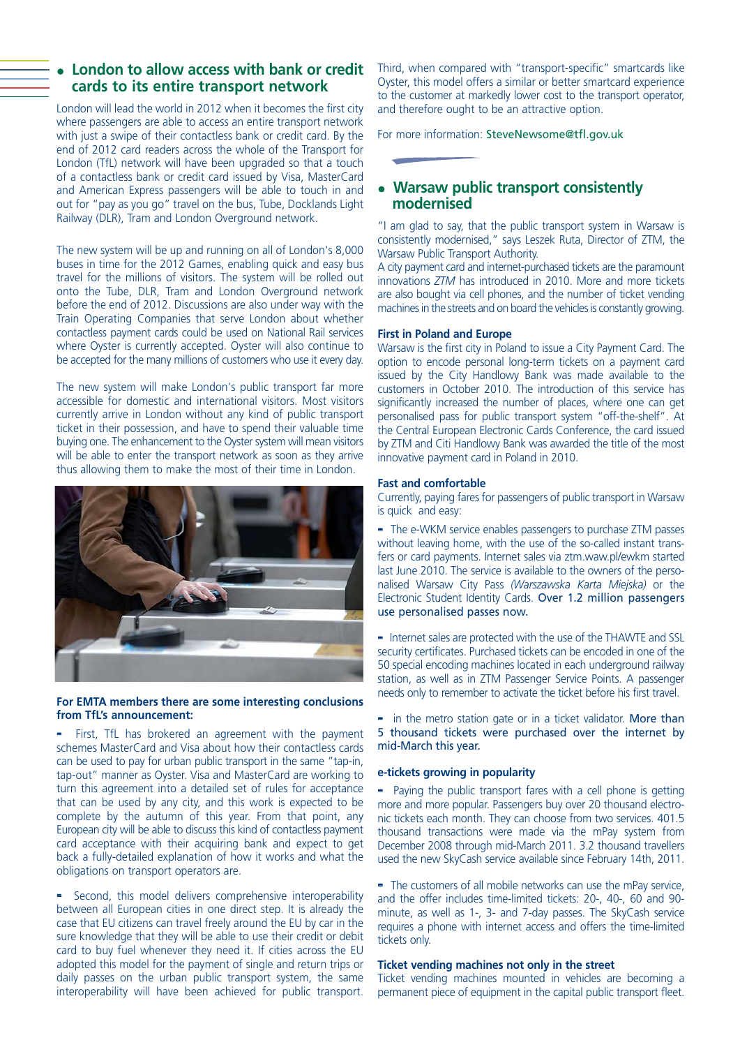## London to allow access with bank or credit cards to its entire transport network

London will lead the world in 2012 when it becomes the first city where passengers are able to access an entire transport network with just a swipe of their contactless bank or credit card. By the end of 2012 card readers across the whole of the Transport for London (TfL) network will have been upgraded so that a touch of a contactless bank or credit card issued by Visa, MasterCard and American Express passengers will be able to touch in and out for "pay as you go" travel on the bus, Tube, Docklands Light Railway (DLR), Tram and London Overground network.

The new system will be up and running on all of London's 8,000 buses in time for the 2012 Games, enabling quick and easy bus travel for the millions of visitors. The system will be rolled out onto the Tube, DLR, Tram and London Overground network before the end of 2012. Discussions are also under way with the Train Operating Companies that serve London about whether contactless payment cards could be used on National Rail services where Oyster is currently accepted. Oyster will also continue to be accepted for the many millions of customers who use it every day.

The new system will make London's public transport far more accessible for domestic and international visitors. Most visitors currently arrive in London without any kind of public transport ticket in their possession, and have to spend their valuable time buying one. The enhancement to the Oyster system will mean visitors will be able to enter the transport network as soon as they arrive thus allowing them to make the most of their time in London.

**For EMTA members there are some interesting conclusions from TfL's announcement:**

- First, TfL has brokered an agreement with the payment schemes MasterCard and Visa about how their contactless cards can be used to pay for urban public transport in the same "tap-in, tap-out" manner as Oyster. Visa and MasterCard are working to turn this agreement into a detailed set of rules for acceptance that can be used by any city, and this work is expected to be complete by the autumn of this year. From that point, any European city will be able to discuss this kind of contactless payment card acceptance with their acquiring bank and expect to get back a fully-detailed explanation of how it works and what the obligations on transport operators are.

- Second, this model delivers comprehensive interoperability between all European cities in one direct step. It is already the case that EU citizens can travel freely around the EU by car in the sure knowledge that they will be able to use their credit or debit card to buy fuel whenever they need it. If cities across the EU adopted this model for the payment of single and return trips or daily passes on the urban public transport system, the same interoperability will have been achieved for public transport.

Third, when compared with "transport-specific" smartcards like Oyster, this model offers a similar or better smartcard experience to the customer at markedly lower cost to the transport operator, and therefore ought to be an attractive option.

For more information: SteveNewsome@tfl.gov.uk

## Warsaw public transport consistently modernised

"I am glad to say, that the public transport system in Warsaw is consistently modernised," says Leszek Ruta, Director of ZTM, the Warsaw Public Transport Authority.
A city payment card and internet-purchased tickets are the paramount innovations *ZTM* has introduced in 2010. More and more tickets are also bought via cell phones, and the number of ticket vending machines in the streets and on board the vehicles is constantly growing.

### First in Poland and Europe

Warsaw is the first city in Poland to issue a City Payment Card. The option to encode personal long-term tickets on a payment card issued by the City Handlowy Bank was made available to the customers in October 2010. The introduction of this service has significantly increased the number of places, where one can get personalised pass for public transport system "off-the-shelf". At the Central European Electronic Cards Conference, the card issued by ZTM and Citi Handlowy Bank was awarded the title of the most innovative payment card in Poland in 2010.

### Fast and comfortable

Currently, paying fares for passengers of public transport in Warsaw is quick and easy:

- The e-WKM service enables passengers to purchase ZTM passes without leaving home, with the use of the so-called instant transfers or card payments. Internet sales via ztm.waw.pl/ewkm started last June 2010. The service is available to the owners of the personalised Warsaw City Pass *(Warszawska Karta Miejska)* or the Electronic Student Identity Cards. Over 1.2 million passengers use personalised passes now.

- Internet sales are protected with the use of the THAWTE and SSL security certificates. Purchased tickets can be encoded in one of the 50 special encoding machines located in each underground railway station, as well as in ZTM Passenger Service Points. A passenger needs only to remember to activate the ticket before his first travel.

- in the metro station gate or in a ticket validator. More than 5 thousand tickets were purchased over the internet by mid-March this year.

### e-tickets growing in popularity

- Paying the public transport fares with a cell phone is getting more and more popular. Passengers buy over 20 thousand electronic tickets each month. They can choose from two services. 401.5 thousand transactions were made via the mPay system from December 2008 through mid-March 2011. 3.2 thousand travellers used the new SkyCash service available since February 14th, 2011.

- The customers of all mobile networks can use the mPay service, and the offer includes time-limited tickets: 20-, 40-, 60 and 90-minute, as well as 1-, 3- and 7-day passes. The SkyCash service requires a phone with internet access and offers the time-limited tickets only.

### Ticket vending machines not only in the street

Ticket vending machines mounted in vehicles are becoming a permanent piece of equipment in the capital public transport fleet.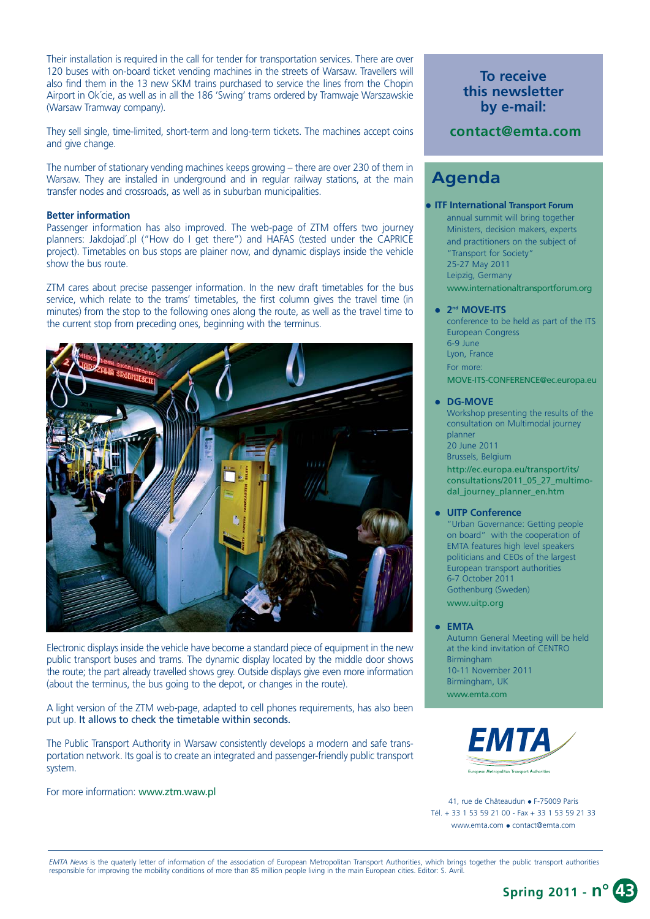Their installation is required in the call for tender for transportation services. There are over 120 buses with on-board ticket vending machines in the streets of Warsaw. Travellers will also find them in the 13 new SKM trains purchased to service the lines from the Chopin Airport in Ok´cie, as well as in all the 186 'Swing' trams ordered by Tramwaje Warszawskie (Warsaw Tramway company).

They sell single, time-limited, short-term and long-term tickets. The machines accept coins and give change.

The number of stationary vending machines keeps growing – there are over 230 of them in Warsaw. They are installed in underground and in regular railway stations, at the main transfer nodes and crossroads, as well as in suburban municipalities.

**Better information**

Passenger information has also improved. The web-page of ZTM offers two journey planners: Jakdojad´.pl ("How do I get there") and HAFAS (tested under the CAPRICE project). Timetables on bus stops are plainer now, and dynamic displays inside the vehicle show the bus route.

ZTM cares about precise passenger information. In the new draft timetables for the bus service, which relate to the trams' timetables, the first column gives the travel time (in minutes) from the stop to the following ones along the route, as well as the travel time to the current stop from preceding ones, beginning with the terminus.

Electronic displays inside the vehicle have become a standard piece of equipment in the new public transport buses and trams. The dynamic display located by the middle door shows the route; the part already travelled shows grey. Outside displays give even more information (about the terminus, the bus going to the depot, or changes in the route).

A light version of the ZTM web-page, adapted to cell phones requirements, has also been put up. It allows to check the timetable within seconds.

The Public Transport Authority in Warsaw consistently develops a modern and safe transportation network. Its goal is to create an integrated and passenger-friendly public transport system.

For more information: www.ztm.waw.pl

**To receive this newsletter by e-mail:**

**contact@emta.com**

## Agenda

- **ITF International Transport Forum**
  annual summit will bring together Ministers, decision makers, experts and practitioners on the subject of "Transport for Society"
  25-27 May 2011
  Leipzig, Germany
  www.internationaltransportforum.org

- **2nd MOVE-ITS**
  conference to be held as part of the ITS European Congress
  6-9 June
  Lyon, France
  For more:
  MOVE-ITS-CONFERENCE@ec.europa.eu

- **DG-MOVE**
  Workshop presenting the results of the consultation on Multimodal journey planner
  20 June 2011
  Brussels, Belgium
  http://ec.europa.eu/transport/its/consultations/2011_05_27_multimodal_journey_planner_en.htm

- **UITP Conference**
  "Urban Governance: Getting people on board" with the cooperation of EMTA features high level speakers politicians and CEOs of the largest European transport authorities
  6-7 October 2011
  Gothenburg (Sweden)
  www.uitp.org

- **EMTA**
  Autumn General Meeting will be held at the kind invitation of CENTRO Birmingham
  10-11 November 2011
  Birmingham, UK
  www.emta.com

EMTA
European Metropolitan Transport Authorities

41, rue de Châteaudun • F-75009 Paris
Tél. + 33 1 53 59 21 00 - Fax + 33 1 53 59 21 33
www.emta.com • contact@emta.com

*EMTA News* is the quaterly letter of information of the association of European Metropolitan Transport Authorities, which brings together the public transport authorities responsible for improving the mobility conditions of more than 85 million people living in the main European cities. Editor: S. Avril.